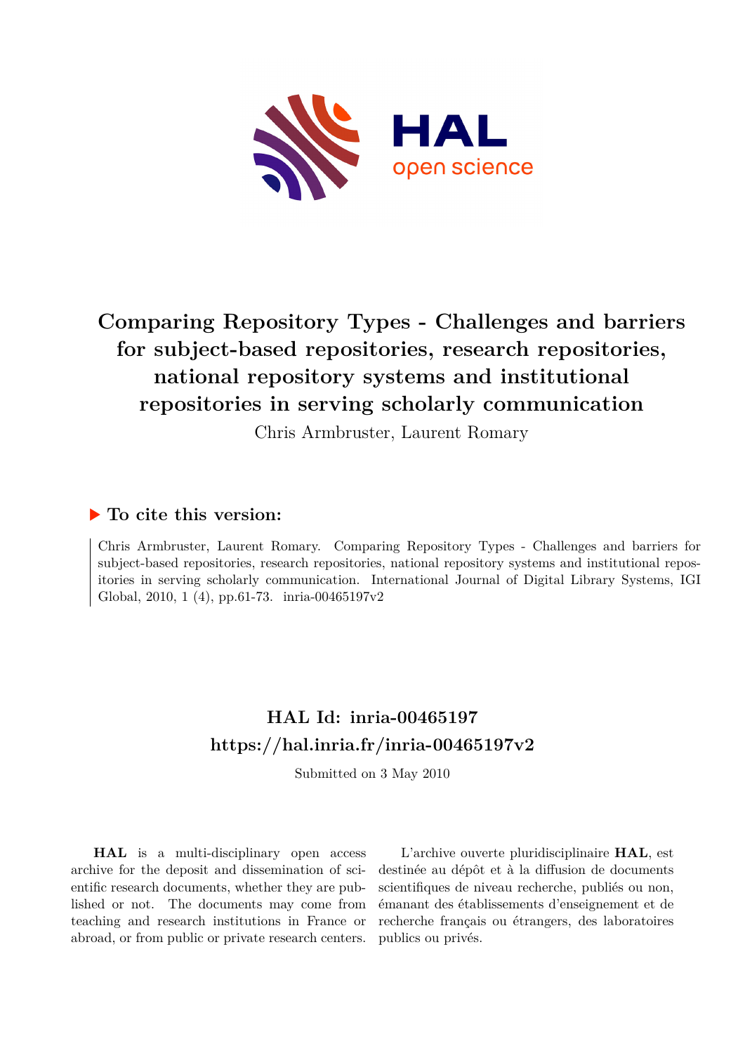# Comparing Repository Types - Challenges and barriers for subject-based repositories, research repositories, national repository systems and institutional repositories in serving scholarly communication

Chris Armbruster, Laurent Romary

## ▶ To cite this version:

Chris Armbruster, Laurent Romary. Comparing Repository Types - Challenges and barriers for subject-based repositories, research repositories, national repository systems and institutional repositories in serving scholarly communication. International Journal of Digital Library Systems, IGI Global, 2010, 1 (4), pp.61-73. inria-00465197v2

## HAL Id: inria-00465197
## https://hal.inria.fr/inria-00465197v2

Submitted on 3 May 2010

**HAL** is a multi-disciplinary open access archive for the deposit and dissemination of scientific research documents, whether they are published or not. The documents may come from teaching and research institutions in France or abroad, or from public or private research centers.

L'archive ouverte pluridisciplinaire **HAL**, est destinée au dépôt et à la diffusion de documents scientifiques de niveau recherche, publiés ou non, émanant des établissements d'enseignement et de recherche français ou étrangers, des laboratoires publics ou privés.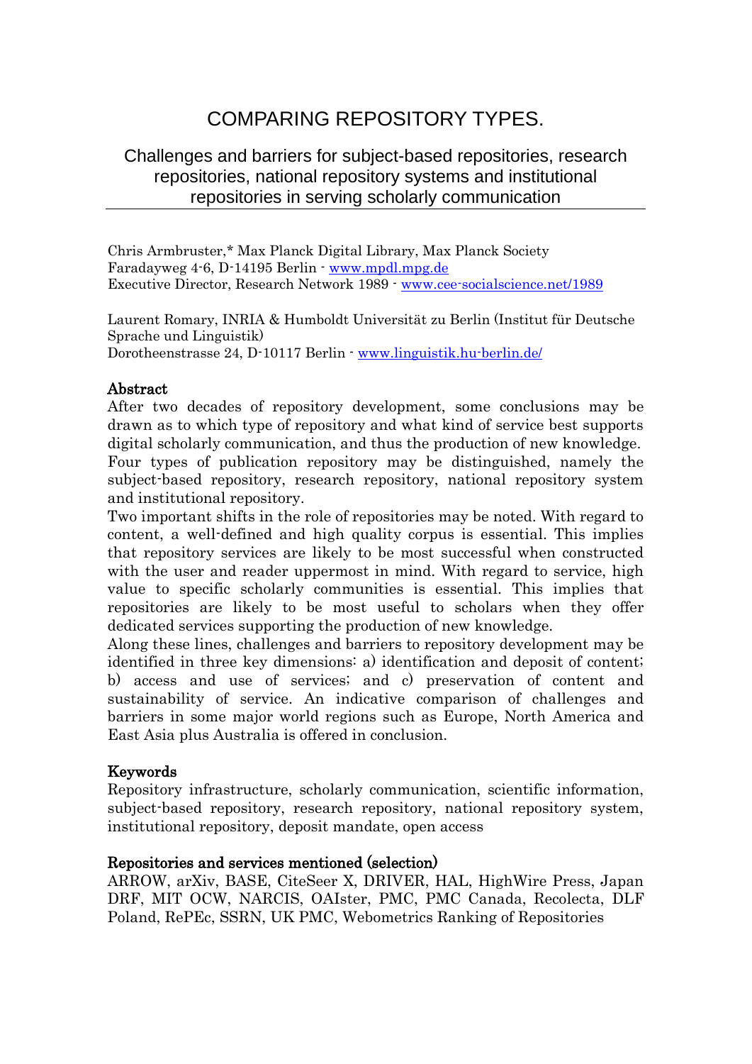# COMPARING REPOSITORY TYPES.

## Challenges and barriers for subject-based repositories, research repositories, national repository systems and institutional repositories in serving scholarly communication

Chris Armbruster,* Max Planck Digital Library, Max Planck Society
Faradayweg 4-6, D-14195 Berlin - www.mpdl.mpg.de
Executive Director, Research Network 1989 - www.cee-socialscience.net/1989

Laurent Romary, INRIA & Humboldt Universität zu Berlin (Institut für Deutsche Sprache und Linguistik)
Dorotheenstrasse 24, D-10117 Berlin - www.linguistik.hu-berlin.de/

### Abstract

After two decades of repository development, some conclusions may be drawn as to which type of repository and what kind of service best supports digital scholarly communication, and thus the production of new knowledge. Four types of publication repository may be distinguished, namely the subject-based repository, research repository, national repository system and institutional repository.

Two important shifts in the role of repositories may be noted. With regard to content, a well-defined and high quality corpus is essential. This implies that repository services are likely to be most successful when constructed with the user and reader uppermost in mind. With regard to service, high value to specific scholarly communities is essential. This implies that repositories are likely to be most useful to scholars when they offer dedicated services supporting the production of new knowledge.

Along these lines, challenges and barriers to repository development may be identified in three key dimensions: a) identification and deposit of content; b) access and use of services; and c) preservation of content and sustainability of service. An indicative comparison of challenges and barriers in some major world regions such as Europe, North America and East Asia plus Australia is offered in conclusion.

### Keywords

Repository infrastructure, scholarly communication, scientific information, subject-based repository, research repository, national repository system, institutional repository, deposit mandate, open access

### Repositories and services mentioned (selection)

ARROW, arXiv, BASE, CiteSeer X, DRIVER, HAL, HighWire Press, Japan DRF, MIT OCW, NARCIS, OAIster, PMC, PMC Canada, Recolecta, DLF Poland, RePEc, SSRN, UK PMC, Webometrics Ranking of Repositories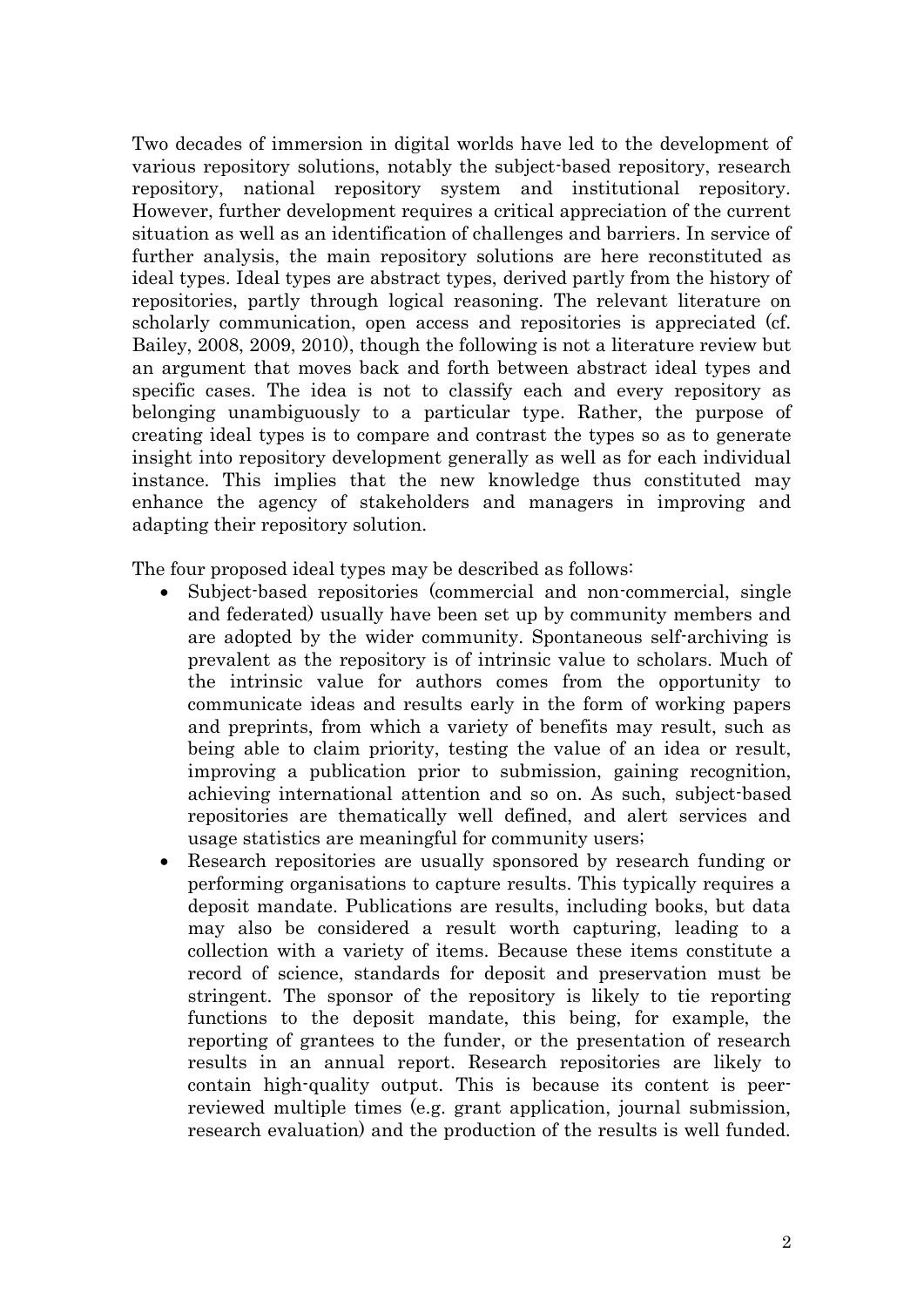Two decades of immersion in digital worlds have led to the development of various repository solutions, notably the subject-based repository, research repository, national repository system and institutional repository. However, further development requires a critical appreciation of the current situation as well as an identification of challenges and barriers. In service of further analysis, the main repository solutions are here reconstituted as ideal types. Ideal types are abstract types, derived partly from the history of repositories, partly through logical reasoning. The relevant literature on scholarly communication, open access and repositories is appreciated (cf. Bailey, 2008, 2009, 2010), though the following is not a literature review but an argument that moves back and forth between abstract ideal types and specific cases. The idea is not to classify each and every repository as belonging unambiguously to a particular type. Rather, the purpose of creating ideal types is to compare and contrast the types so as to generate insight into repository development generally as well as for each individual instance. This implies that the new knowledge thus constituted may enhance the agency of stakeholders and managers in improving and adapting their repository solution.

The four proposed ideal types may be described as follows:

- Subject-based repositories (commercial and non-commercial, single and federated) usually have been set up by community members and are adopted by the wider community. Spontaneous self-archiving is prevalent as the repository is of intrinsic value to scholars. Much of the intrinsic value for authors comes from the opportunity to communicate ideas and results early in the form of working papers and preprints, from which a variety of benefits may result, such as being able to claim priority, testing the value of an idea or result, improving a publication prior to submission, gaining recognition, achieving international attention and so on. As such, subject-based repositories are thematically well defined, and alert services and usage statistics are meaningful for community users;
- Research repositories are usually sponsored by research funding or performing organisations to capture results. This typically requires a deposit mandate. Publications are results, including books, but data may also be considered a result worth capturing, leading to a collection with a variety of items. Because these items constitute a record of science, standards for deposit and preservation must be stringent. The sponsor of the repository is likely to tie reporting functions to the deposit mandate, this being, for example, the reporting of grantees to the funder, or the presentation of research results in an annual report. Research repositories are likely to contain high-quality output. This is because its content is peer-reviewed multiple times (e.g. grant application, journal submission, research evaluation) and the production of the results is well funded.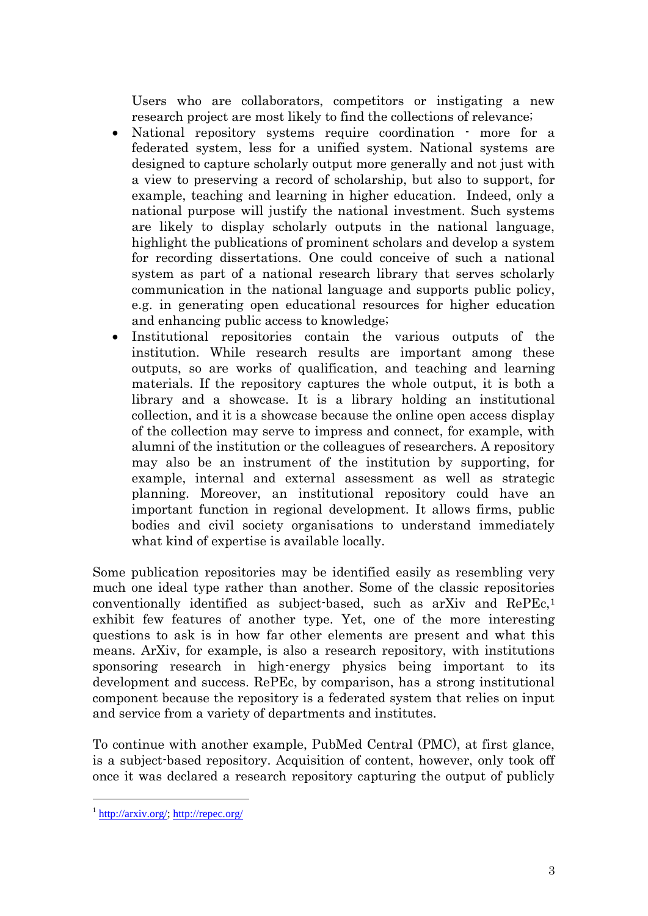Users who are collaborators, competitors or instigating a new research project are most likely to find the collections of relevance;

- National repository systems require coordination - more for a federated system, less for a unified system. National systems are designed to capture scholarly output more generally and not just with a view to preserving a record of scholarship, but also to support, for example, teaching and learning in higher education. Indeed, only a national purpose will justify the national investment. Such systems are likely to display scholarly outputs in the national language, highlight the publications of prominent scholars and develop a system for recording dissertations. One could conceive of such a national system as part of a national research library that serves scholarly communication in the national language and supports public policy, e.g. in generating open educational resources for higher education and enhancing public access to knowledge;
- Institutional repositories contain the various outputs of the institution. While research results are important among these outputs, so are works of qualification, and teaching and learning materials. If the repository captures the whole output, it is both a library and a showcase. It is a library holding an institutional collection, and it is a showcase because the online open access display of the collection may serve to impress and connect, for example, with alumni of the institution or the colleagues of researchers. A repository may also be an instrument of the institution by supporting, for example, internal and external assessment as well as strategic planning. Moreover, an institutional repository could have an important function in regional development. It allows firms, public bodies and civil society organisations to understand immediately what kind of expertise is available locally.

Some publication repositories may be identified easily as resembling very much one ideal type rather than another. Some of the classic repositories conventionally identified as subject-based, such as arXiv and RePEc,[1] exhibit few features of another type. Yet, one of the more interesting questions to ask is in how far other elements are present and what this means. ArXiv, for example, is also a research repository, with institutions sponsoring research in high-energy physics being important to its development and success. RePEc, by comparison, has a strong institutional component because the repository is a federated system that relies on input and service from a variety of departments and institutes.

To continue with another example, PubMed Central (PMC), at first glance, is a subject-based repository. Acquisition of content, however, only took off once it was declared a research repository capturing the output of publicly

[1] http://arxiv.org/; http://repec.org/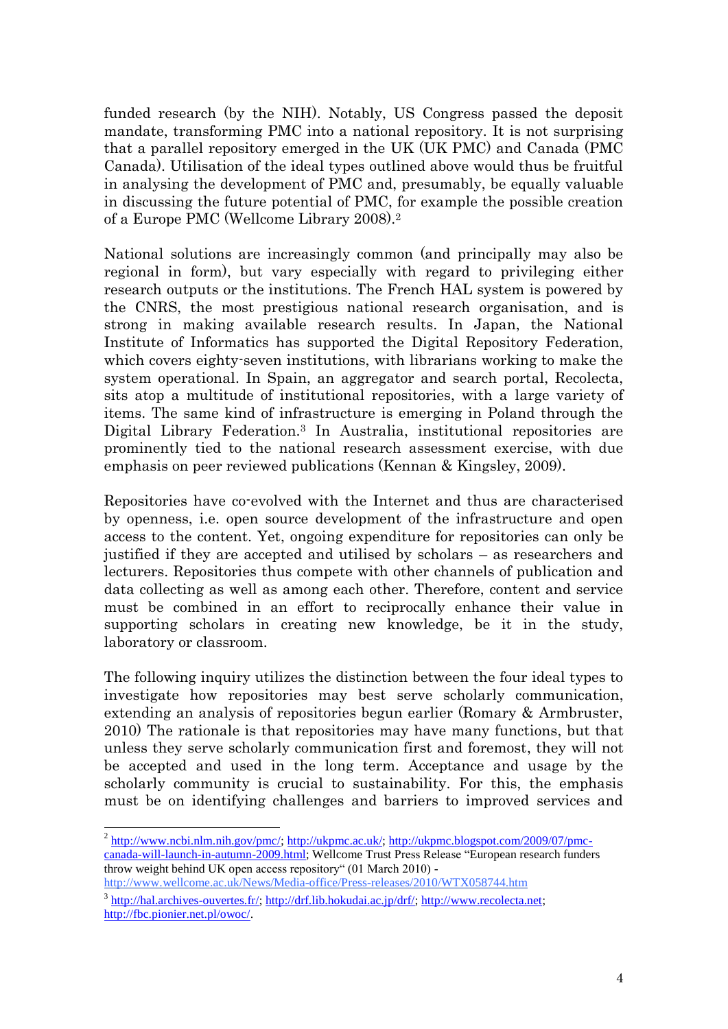funded research (by the NIH). Notably, US Congress passed the deposit mandate, transforming PMC into a national repository. It is not surprising that a parallel repository emerged in the UK (UK PMC) and Canada (PMC Canada). Utilisation of the ideal types outlined above would thus be fruitful in analysing the development of PMC and, presumably, be equally valuable in discussing the future potential of PMC, for example the possible creation of a Europe PMC (Wellcome Library 2008).[2]

National solutions are increasingly common (and principally may also be regional in form), but vary especially with regard to privileging either research outputs or the institutions. The French HAL system is powered by the CNRS, the most prestigious national research organisation, and is strong in making available research results. In Japan, the National Institute of Informatics has supported the Digital Repository Federation, which covers eighty-seven institutions, with librarians working to make the system operational. In Spain, an aggregator and search portal, Recolecta, sits atop a multitude of institutional repositories, with a large variety of items. The same kind of infrastructure is emerging in Poland through the Digital Library Federation.[3] In Australia, institutional repositories are prominently tied to the national research assessment exercise, with due emphasis on peer reviewed publications (Kennan & Kingsley, 2009).

Repositories have co-evolved with the Internet and thus are characterised by openness, i.e. open source development of the infrastructure and open access to the content. Yet, ongoing expenditure for repositories can only be justified if they are accepted and utilised by scholars – as researchers and lecturers. Repositories thus compete with other channels of publication and data collecting as well as among each other. Therefore, content and service must be combined in an effort to reciprocally enhance their value in supporting scholars in creating new knowledge, be it in the study, laboratory or classroom.

The following inquiry utilizes the distinction between the four ideal types to investigate how new repositories may best serve scholarly communication, extending an analysis of repositories begun earlier (Romary & Armbruster, 2010) The rationale is that repositories may have many functions, but that unless they serve scholarly communication first and foremost, they will not be accepted and used in the long term. Acceptance and usage by the scholarly community is crucial to sustainability. For this, the emphasis must be on identifying challenges and barriers to improved services and

---

[2] http://www.ncbi.nlm.nih.gov/pmc/; http://ukpmc.ac.uk/; http://ukpmc.blogspot.com/2009/07/pmc-canada-will-launch-in-autumn-2009.html; Wellcome Trust Press Release "European research funders throw weight behind UK open access repository" (01 March 2010) - http://www.wellcome.ac.uk/News/Media-office/Press-releases/2010/WTX058744.htm

[3] http://hal.archives-ouvertes.fr/; http://drf.lib.hokudai.ac.jp/drf/; http://www.recolecta.net; http://fbc.pionier.net.pl/owoc/.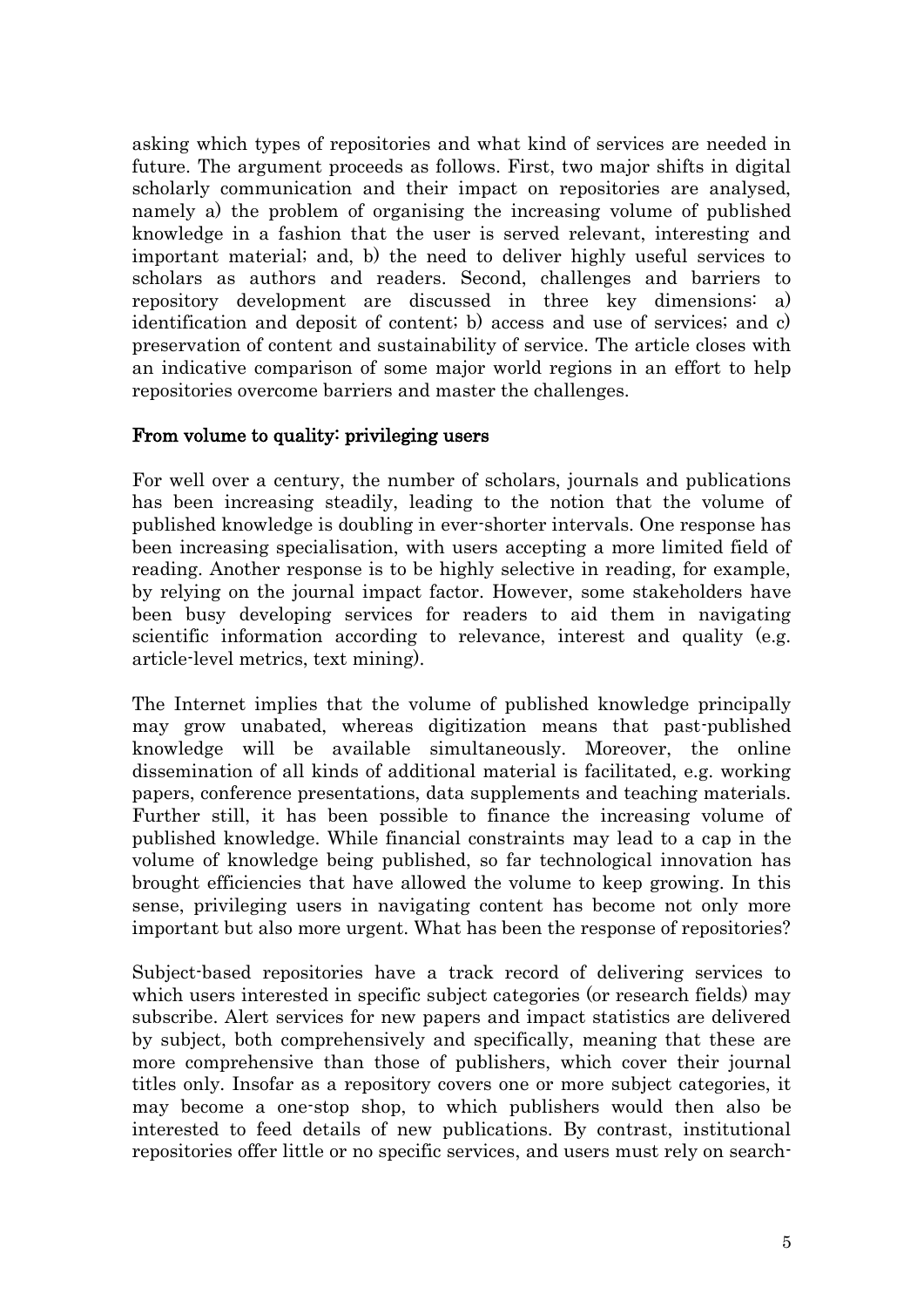asking which types of repositories and what kind of services are needed in future. The argument proceeds as follows. First, two major shifts in digital scholarly communication and their impact on repositories are analysed, namely a) the problem of organising the increasing volume of published knowledge in a fashion that the user is served relevant, interesting and important material; and, b) the need to deliver highly useful services to scholars as authors and readers. Second, challenges and barriers to repository development are discussed in three key dimensions: a) identification and deposit of content; b) access and use of services; and c) preservation of content and sustainability of service. The article closes with an indicative comparison of some major world regions in an effort to help repositories overcome barriers and master the challenges.

## From volume to quality: privileging users

For well over a century, the number of scholars, journals and publications has been increasing steadily, leading to the notion that the volume of published knowledge is doubling in ever-shorter intervals. One response has been increasing specialisation, with users accepting a more limited field of reading. Another response is to be highly selective in reading, for example, by relying on the journal impact factor. However, some stakeholders have been busy developing services for readers to aid them in navigating scientific information according to relevance, interest and quality (e.g. article-level metrics, text mining).

The Internet implies that the volume of published knowledge principally may grow unabated, whereas digitization means that past-published knowledge will be available simultaneously. Moreover, the online dissemination of all kinds of additional material is facilitated, e.g. working papers, conference presentations, data supplements and teaching materials. Further still, it has been possible to finance the increasing volume of published knowledge. While financial constraints may lead to a cap in the volume of knowledge being published, so far technological innovation has brought efficiencies that have allowed the volume to keep growing. In this sense, privileging users in navigating content has become not only more important but also more urgent. What has been the response of repositories?

Subject-based repositories have a track record of delivering services to which users interested in specific subject categories (or research fields) may subscribe. Alert services for new papers and impact statistics are delivered by subject, both comprehensively and specifically, meaning that these are more comprehensive than those of publishers, which cover their journal titles only. Insofar as a repository covers one or more subject categories, it may become a one-stop shop, to which publishers would then also be interested to feed details of new publications. By contrast, institutional repositories offer little or no specific services, and users must rely on search-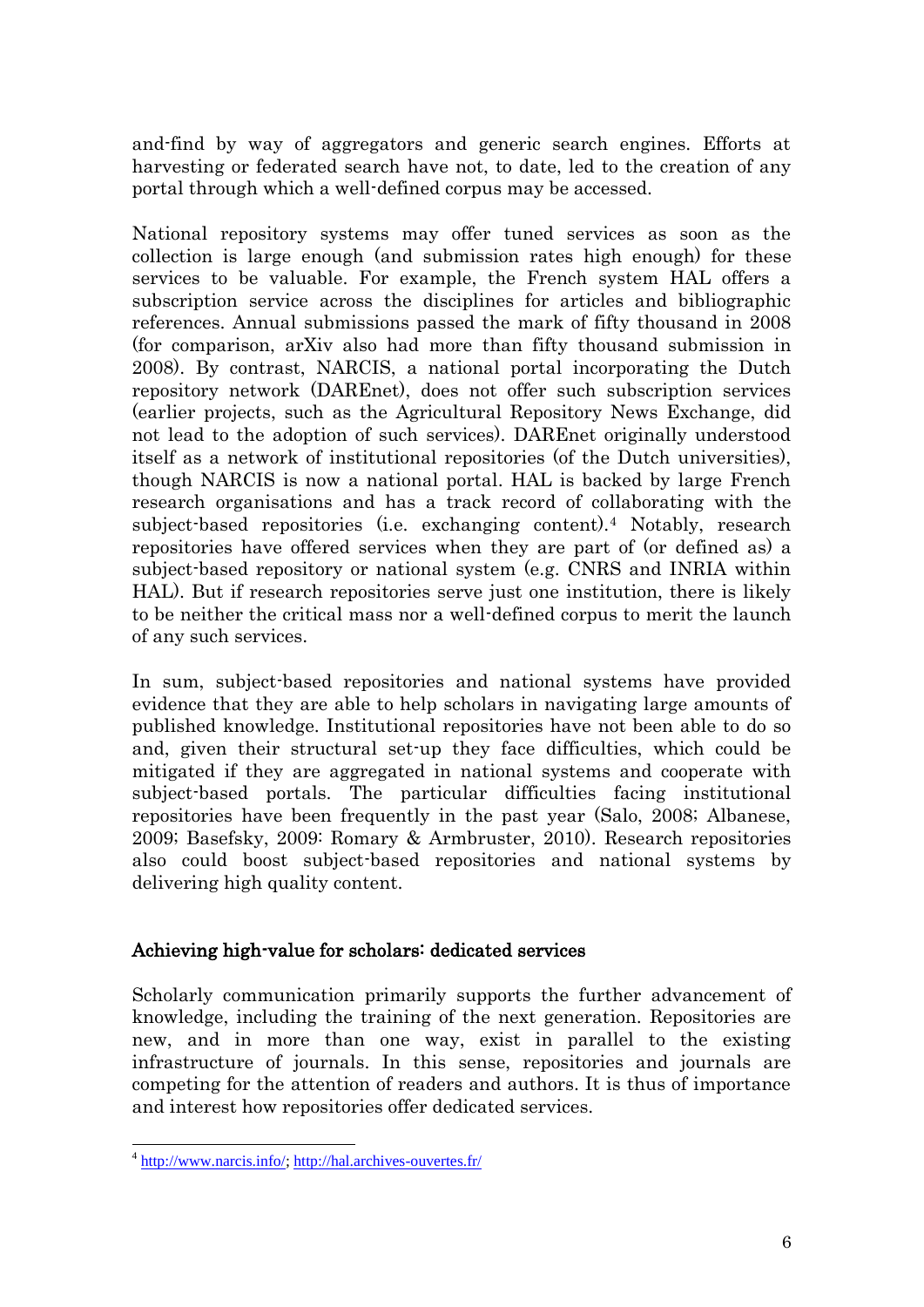and-find by way of aggregators and generic search engines. Efforts at harvesting or federated search have not, to date, led to the creation of any portal through which a well-defined corpus may be accessed.

National repository systems may offer tuned services as soon as the collection is large enough (and submission rates high enough) for these services to be valuable. For example, the French system HAL offers a subscription service across the disciplines for articles and bibliographic references. Annual submissions passed the mark of fifty thousand in 2008 (for comparison, arXiv also had more than fifty thousand submission in 2008). By contrast, NARCIS, a national portal incorporating the Dutch repository network (DAREnet), does not offer such subscription services (earlier projects, such as the Agricultural Repository News Exchange, did not lead to the adoption of such services). DAREnet originally understood itself as a network of institutional repositories (of the Dutch universities), though NARCIS is now a national portal. HAL is backed by large French research organisations and has a track record of collaborating with the subject-based repositories (i.e. exchanging content).[4] Notably, research repositories have offered services when they are part of (or defined as) a subject-based repository or national system (e.g. CNRS and INRIA within HAL). But if research repositories serve just one institution, there is likely to be neither the critical mass nor a well-defined corpus to merit the launch of any such services.

In sum, subject-based repositories and national systems have provided evidence that they are able to help scholars in navigating large amounts of published knowledge. Institutional repositories have not been able to do so and, given their structural set-up they face difficulties, which could be mitigated if they are aggregated in national systems and cooperate with subject-based portals. The particular difficulties facing institutional repositories have been frequently in the past year (Salo, 2008; Albanese, 2009; Basefsky, 2009: Romary & Armbruster, 2010). Research repositories also could boost subject-based repositories and national systems by delivering high quality content.

## Achieving high-value for scholars: dedicated services

Scholarly communication primarily supports the further advancement of knowledge, including the training of the next generation. Repositories are new, and in more than one way, exist in parallel to the existing infrastructure of journals. In this sense, repositories and journals are competing for the attention of readers and authors. It is thus of importance and interest how repositories offer dedicated services.

---

[4] http://www.narcis.info/; http://hal.archives-ouvertes.fr/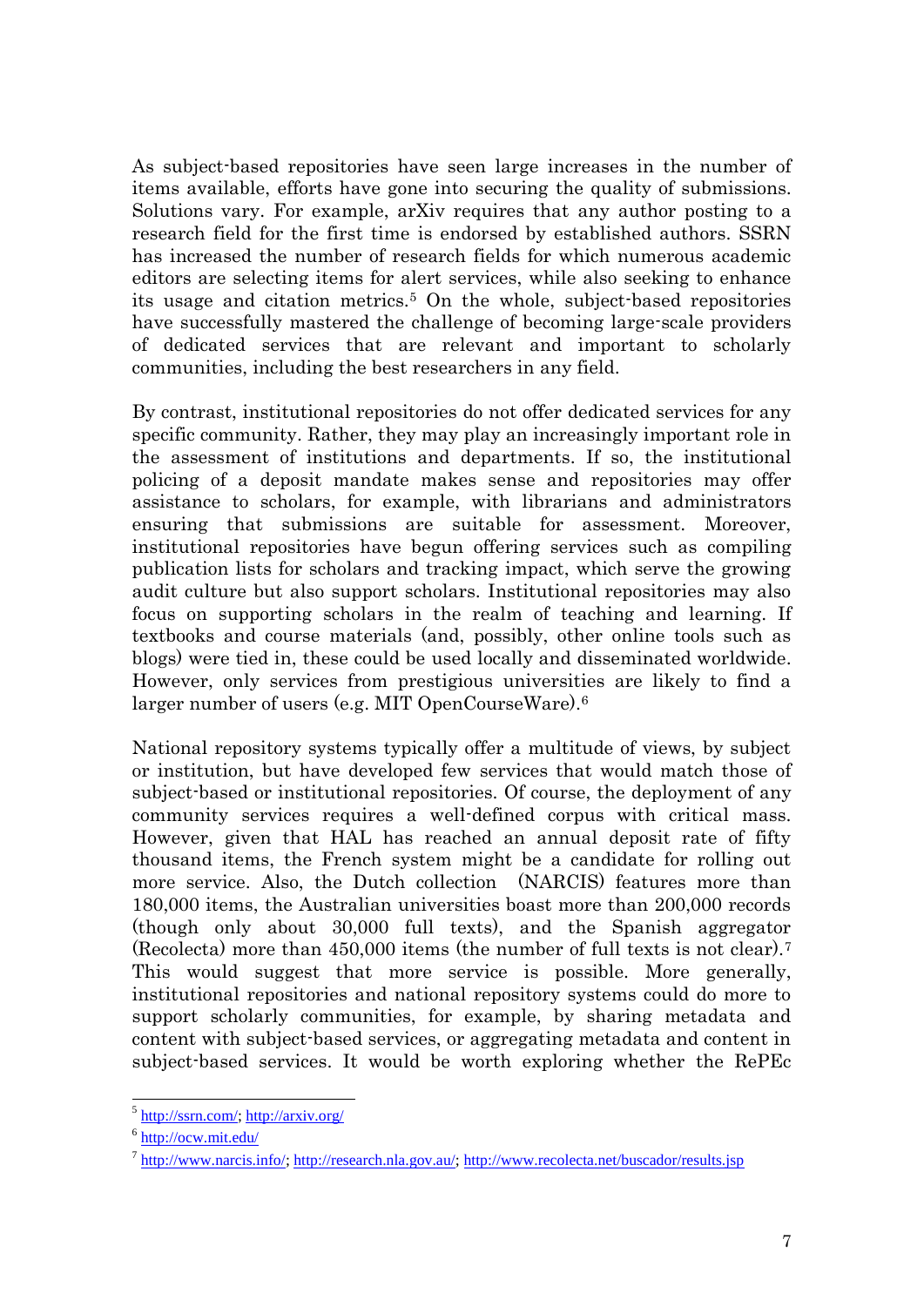As subject-based repositories have seen large increases in the number of items available, efforts have gone into securing the quality of submissions. Solutions vary. For example, arXiv requires that any author posting to a research field for the first time is endorsed by established authors. SSRN has increased the number of research fields for which numerous academic editors are selecting items for alert services, while also seeking to enhance its usage and citation metrics.[5] On the whole, subject-based repositories have successfully mastered the challenge of becoming large-scale providers of dedicated services that are relevant and important to scholarly communities, including the best researchers in any field.

By contrast, institutional repositories do not offer dedicated services for any specific community. Rather, they may play an increasingly important role in the assessment of institutions and departments. If so, the institutional policing of a deposit mandate makes sense and repositories may offer assistance to scholars, for example, with librarians and administrators ensuring that submissions are suitable for assessment. Moreover, institutional repositories have begun offering services such as compiling publication lists for scholars and tracking impact, which serve the growing audit culture but also support scholars. Institutional repositories may also focus on supporting scholars in the realm of teaching and learning. If textbooks and course materials (and, possibly, other online tools such as blogs) were tied in, these could be used locally and disseminated worldwide. However, only services from prestigious universities are likely to find a larger number of users (e.g. MIT OpenCourseWare).[6]

National repository systems typically offer a multitude of views, by subject or institution, but have developed few services that would match those of subject-based or institutional repositories. Of course, the deployment of any community services requires a well-defined corpus with critical mass. However, given that HAL has reached an annual deposit rate of fifty thousand items, the French system might be a candidate for rolling out more service. Also, the Dutch collection (NARCIS) features more than 180,000 items, the Australian universities boast more than 200,000 records (though only about 30,000 full texts), and the Spanish aggregator (Recolecta) more than 450,000 items (the number of full texts is not clear).[7] This would suggest that more service is possible. More generally, institutional repositories and national repository systems could do more to support scholarly communities, for example, by sharing metadata and content with subject-based services, or aggregating metadata and content in subject-based services. It would be worth exploring whether the RePEc

[5] http://ssrn.com/; http://arxiv.org/

[6] http://ocw.mit.edu/

[7] http://www.narcis.info/; http://research.nla.gov.au/; http://www.recolecta.net/buscador/results.jsp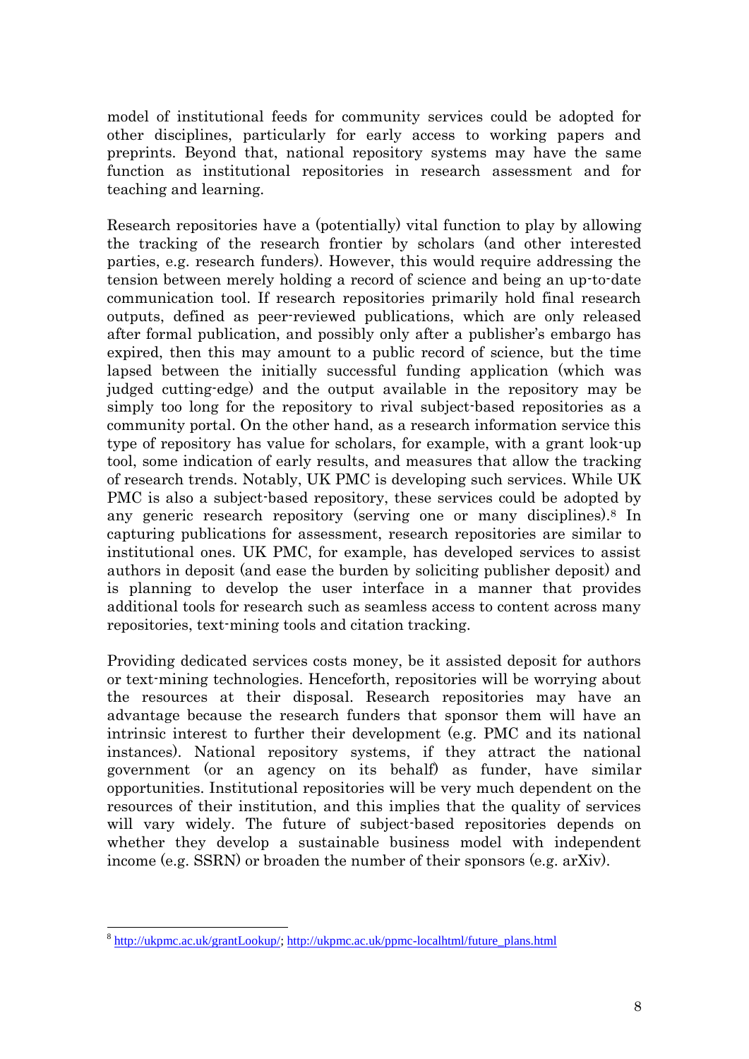model of institutional feeds for community services could be adopted for other disciplines, particularly for early access to working papers and preprints. Beyond that, national repository systems may have the same function as institutional repositories in research assessment and for teaching and learning.

Research repositories have a (potentially) vital function to play by allowing the tracking of the research frontier by scholars (and other interested parties, e.g. research funders). However, this would require addressing the tension between merely holding a record of science and being an up-to-date communication tool. If research repositories primarily hold final research outputs, defined as peer-reviewed publications, which are only released after formal publication, and possibly only after a publisher's embargo has expired, then this may amount to a public record of science, but the time lapsed between the initially successful funding application (which was judged cutting-edge) and the output available in the repository may be simply too long for the repository to rival subject-based repositories as a community portal. On the other hand, as a research information service this type of repository has value for scholars, for example, with a grant look-up tool, some indication of early results, and measures that allow the tracking of research trends. Notably, UK PMC is developing such services. While UK PMC is also a subject-based repository, these services could be adopted by any generic research repository (serving one or many disciplines).[8] In capturing publications for assessment, research repositories are similar to institutional ones. UK PMC, for example, has developed services to assist authors in deposit (and ease the burden by soliciting publisher deposit) and is planning to develop the user interface in a manner that provides additional tools for research such as seamless access to content across many repositories, text-mining tools and citation tracking.

Providing dedicated services costs money, be it assisted deposit for authors or text-mining technologies. Henceforth, repositories will be worrying about the resources at their disposal. Research repositories may have an advantage because the research funders that sponsor them will have an intrinsic interest to further their development (e.g. PMC and its national instances). National repository systems, if they attract the national government (or an agency on its behalf) as funder, have similar opportunities. Institutional repositories will be very much dependent on the resources of their institution, and this implies that the quality of services will vary widely. The future of subject-based repositories depends on whether they develop a sustainable business model with independent income (e.g. SSRN) or broaden the number of their sponsors (e.g. arXiv).

---

[8] http://ukpmc.ac.uk/grantLookup/; http://ukpmc.ac.uk/ppmc-localhtml/future_plans.html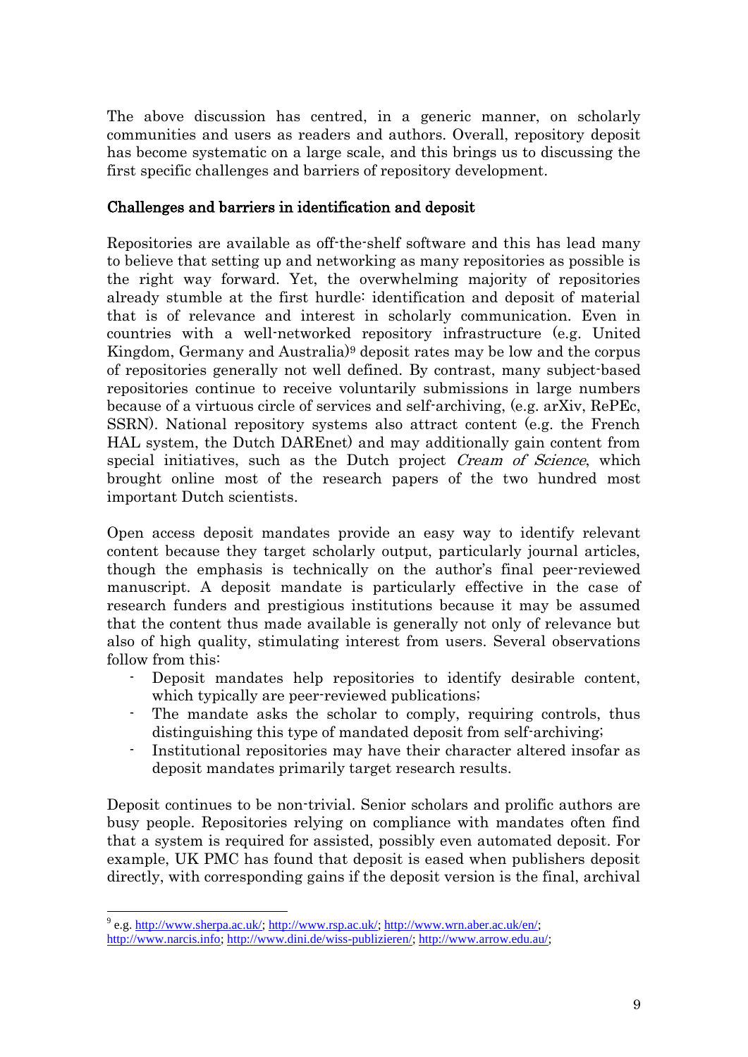The above discussion has centred, in a generic manner, on scholarly communities and users as readers and authors. Overall, repository deposit has become systematic on a large scale, and this brings us to discussing the first specific challenges and barriers of repository development.

## Challenges and barriers in identification and deposit

Repositories are available as off-the-shelf software and this has lead many to believe that setting up and networking as many repositories as possible is the right way forward. Yet, the overwhelming majority of repositories already stumble at the first hurdle: identification and deposit of material that is of relevance and interest in scholarly communication. Even in countries with a well-networked repository infrastructure (e.g. United Kingdom, Germany and Australia)[9] deposit rates may be low and the corpus of repositories generally not well defined. By contrast, many subject-based repositories continue to receive voluntarily submissions in large numbers because of a virtuous circle of services and self-archiving, (e.g. arXiv, RePEc, SSRN). National repository systems also attract content (e.g. the French HAL system, the Dutch DAREnet) and may additionally gain content from special initiatives, such as the Dutch project *Cream of Science*, which brought online most of the research papers of the two hundred most important Dutch scientists.

Open access deposit mandates provide an easy way to identify relevant content because they target scholarly output, particularly journal articles, though the emphasis is technically on the author's final peer-reviewed manuscript. A deposit mandate is particularly effective in the case of research funders and prestigious institutions because it may be assumed that the content thus made available is generally not only of relevance but also of high quality, stimulating interest from users. Several observations follow from this:

- Deposit mandates help repositories to identify desirable content, which typically are peer-reviewed publications;
- The mandate asks the scholar to comply, requiring controls, thus distinguishing this type of mandated deposit from self-archiving;
- Institutional repositories may have their character altered insofar as deposit mandates primarily target research results.

Deposit continues to be non-trivial. Senior scholars and prolific authors are busy people. Repositories relying on compliance with mandates often find that a system is required for assisted, possibly even automated deposit. For example, UK PMC has found that deposit is eased when publishers deposit directly, with corresponding gains if the deposit version is the final, archival

---

[9] e.g. http://www.sherpa.ac.uk/; http://www.rsp.ac.uk/; http://www.wrn.aber.ac.uk/en/; http://www.narcis.info; http://www.dini.de/wiss-publizieren/; http://www.arrow.edu.au/;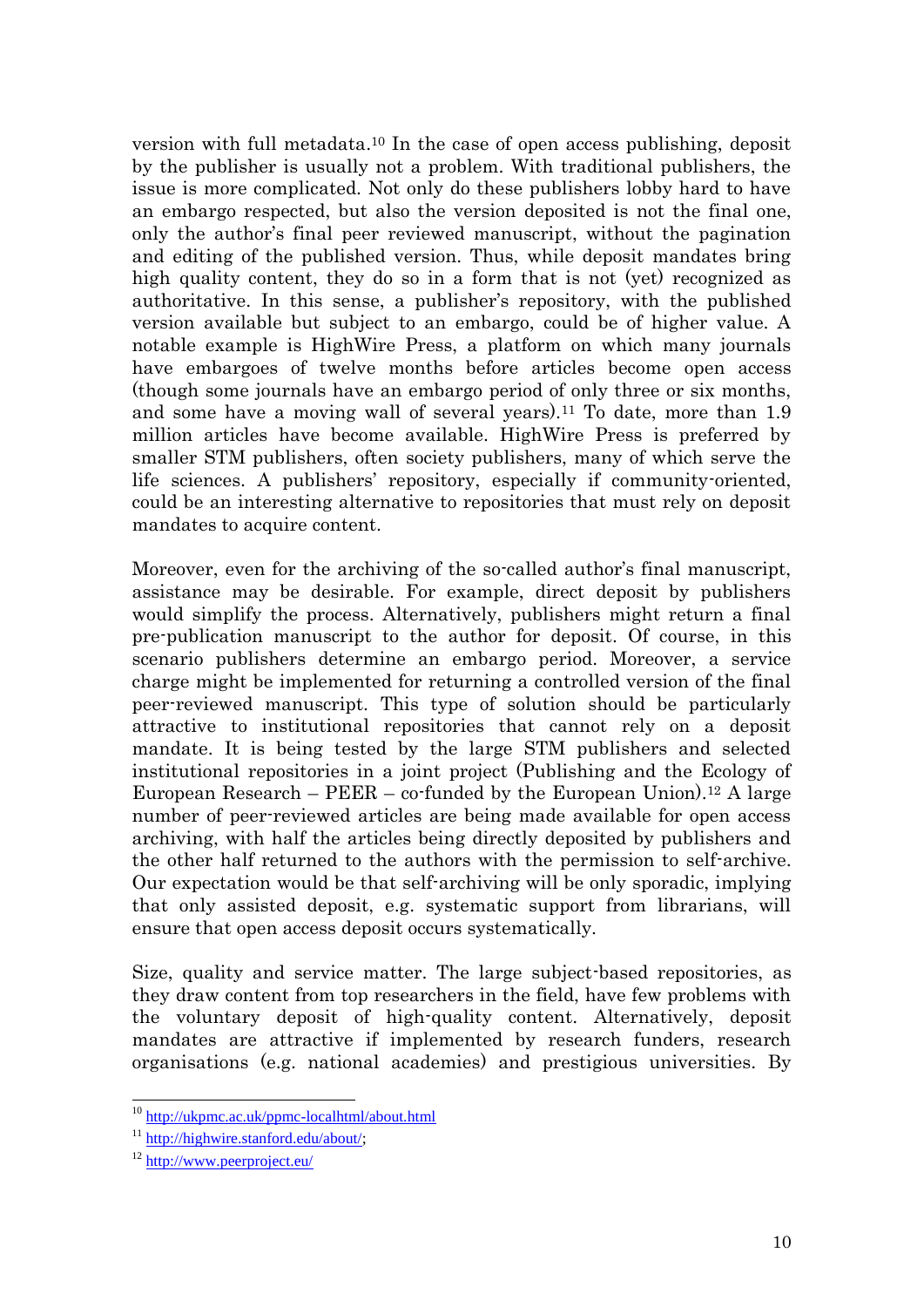version with full metadata.[10] In the case of open access publishing, deposit by the publisher is usually not a problem. With traditional publishers, the issue is more complicated. Not only do these publishers lobby hard to have an embargo respected, but also the version deposited is not the final one, only the author's final peer reviewed manuscript, without the pagination and editing of the published version. Thus, while deposit mandates bring high quality content, they do so in a form that is not (yet) recognized as authoritative. In this sense, a publisher's repository, with the published version available but subject to an embargo, could be of higher value. A notable example is HighWire Press, a platform on which many journals have embargoes of twelve months before articles become open access (though some journals have an embargo period of only three or six months, and some have a moving wall of several years).[11] To date, more than 1.9 million articles have become available. HighWire Press is preferred by smaller STM publishers, often society publishers, many of which serve the life sciences. A publishers' repository, especially if community-oriented, could be an interesting alternative to repositories that must rely on deposit mandates to acquire content.

Moreover, even for the archiving of the so-called author's final manuscript, assistance may be desirable. For example, direct deposit by publishers would simplify the process. Alternatively, publishers might return a final pre-publication manuscript to the author for deposit. Of course, in this scenario publishers determine an embargo period. Moreover, a service charge might be implemented for returning a controlled version of the final peer-reviewed manuscript. This type of solution should be particularly attractive to institutional repositories that cannot rely on a deposit mandate. It is being tested by the large STM publishers and selected institutional repositories in a joint project (Publishing and the Ecology of European Research – PEER – co-funded by the European Union).[12] A large number of peer-reviewed articles are being made available for open access archiving, with half the articles being directly deposited by publishers and the other half returned to the authors with the permission to self-archive. Our expectation would be that self-archiving will be only sporadic, implying that only assisted deposit, e.g. systematic support from librarians, will ensure that open access deposit occurs systematically.

Size, quality and service matter. The large subject-based repositories, as they draw content from top researchers in the field, have few problems with the voluntary deposit of high-quality content. Alternatively, deposit mandates are attractive if implemented by research funders, research organisations (e.g. national academies) and prestigious universities. By

---

[10] http://ukpmc.ac.uk/ppmc-localhtml/about.html

[11] http://highwire.stanford.edu/about/;

[12] http://www.peerproject.eu/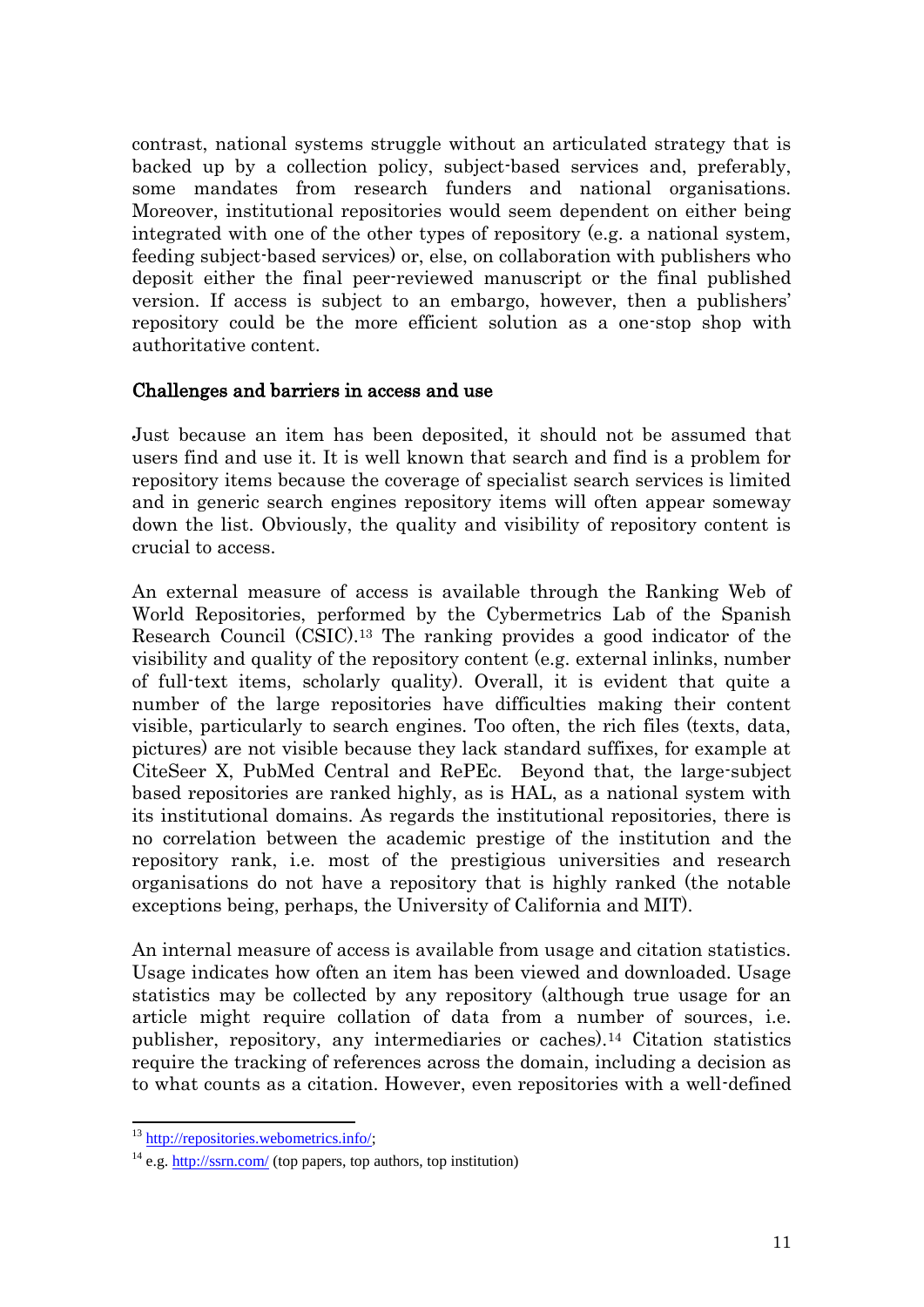contrast, national systems struggle without an articulated strategy that is backed up by a collection policy, subject-based services and, preferably, some mandates from research funders and national organisations. Moreover, institutional repositories would seem dependent on either being integrated with one of the other types of repository (e.g. a national system, feeding subject-based services) or, else, on collaboration with publishers who deposit either the final peer-reviewed manuscript or the final published version. If access is subject to an embargo, however, then a publishers' repository could be the more efficient solution as a one-stop shop with authoritative content.

## Challenges and barriers in access and use

Just because an item has been deposited, it should not be assumed that users find and use it. It is well known that search and find is a problem for repository items because the coverage of specialist search services is limited and in generic search engines repository items will often appear someway down the list. Obviously, the quality and visibility of repository content is crucial to access.

An external measure of access is available through the Ranking Web of World Repositories, performed by the Cybermetrics Lab of the Spanish Research Council (CSIC).[13] The ranking provides a good indicator of the visibility and quality of the repository content (e.g. external inlinks, number of full-text items, scholarly quality). Overall, it is evident that quite a number of the large repositories have difficulties making their content visible, particularly to search engines. Too often, the rich files (texts, data, pictures) are not visible because they lack standard suffixes, for example at CiteSeer X, PubMed Central and RePEc. Beyond that, the large-subject based repositories are ranked highly, as is HAL, as a national system with its institutional domains. As regards the institutional repositories, there is no correlation between the academic prestige of the institution and the repository rank, i.e. most of the prestigious universities and research organisations do not have a repository that is highly ranked (the notable exceptions being, perhaps, the University of California and MIT).

An internal measure of access is available from usage and citation statistics. Usage indicates how often an item has been viewed and downloaded. Usage statistics may be collected by any repository (although true usage for an article might require collation of data from a number of sources, i.e. publisher, repository, any intermediaries or caches).[14] Citation statistics require the tracking of references across the domain, including a decision as to what counts as a citation. However, even repositories with a well-defined

---

[13] http://repositories.webometrics.info/;

[14] e.g. http://ssrn.com/ (top papers, top authors, top institution)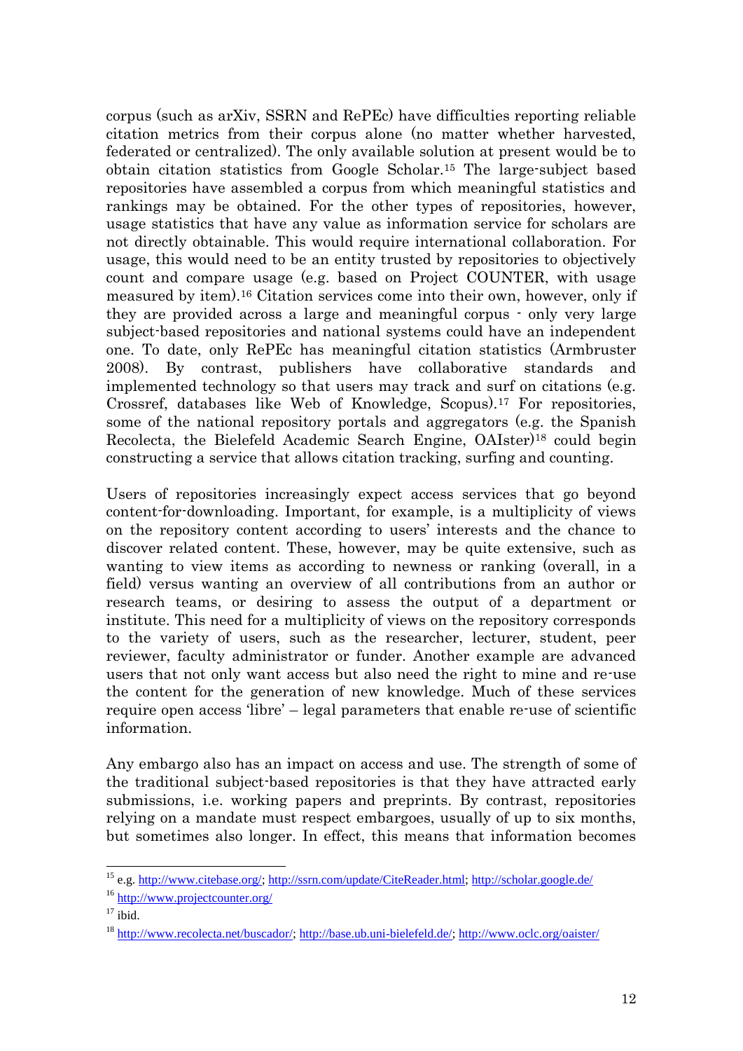corpus (such as arXiv, SSRN and RePEc) have difficulties reporting reliable citation metrics from their corpus alone (no matter whether harvested, federated or centralized). The only available solution at present would be to obtain citation statistics from Google Scholar.[15] The large-subject based repositories have assembled a corpus from which meaningful statistics and rankings may be obtained. For the other types of repositories, however, usage statistics that have any value as information service for scholars are not directly obtainable. This would require international collaboration. For usage, this would need to be an entity trusted by repositories to objectively count and compare usage (e.g. based on Project COUNTER, with usage measured by item).[16] Citation services come into their own, however, only if they are provided across a large and meaningful corpus - only very large subject-based repositories and national systems could have an independent one. To date, only RePEc has meaningful citation statistics (Armbruster 2008). By contrast, publishers have collaborative standards and implemented technology so that users may track and surf on citations (e.g. Crossref, databases like Web of Knowledge, Scopus).[17] For repositories, some of the national repository portals and aggregators (e.g. the Spanish Recolecta, the Bielefeld Academic Search Engine, OAIster)[18] could begin constructing a service that allows citation tracking, surfing and counting.

Users of repositories increasingly expect access services that go beyond content-for-downloading. Important, for example, is a multiplicity of views on the repository content according to users' interests and the chance to discover related content. These, however, may be quite extensive, such as wanting to view items as according to newness or ranking (overall, in a field) versus wanting an overview of all contributions from an author or research teams, or desiring to assess the output of a department or institute. This need for a multiplicity of views on the repository corresponds to the variety of users, such as the researcher, lecturer, student, peer reviewer, faculty administrator or funder. Another example are advanced users that not only want access but also need the right to mine and re-use the content for the generation of new knowledge. Much of these services require open access 'libre' – legal parameters that enable re-use of scientific information.

Any embargo also has an impact on access and use. The strength of some of the traditional subject-based repositories is that they have attracted early submissions, i.e. working papers and preprints. By contrast, repositories relying on a mandate must respect embargoes, usually of up to six months, but sometimes also longer. In effect, this means that information becomes

---

[15] e.g. http://www.citebase.org/; http://ssrn.com/update/CiteReader.html; http://scholar.google.de/

[16] http://www.projectcounter.org/

[17] ibid.

[18] http://www.recolecta.net/buscador/; http://base.ub.uni-bielefeld.de/; http://www.oclc.org/oaister/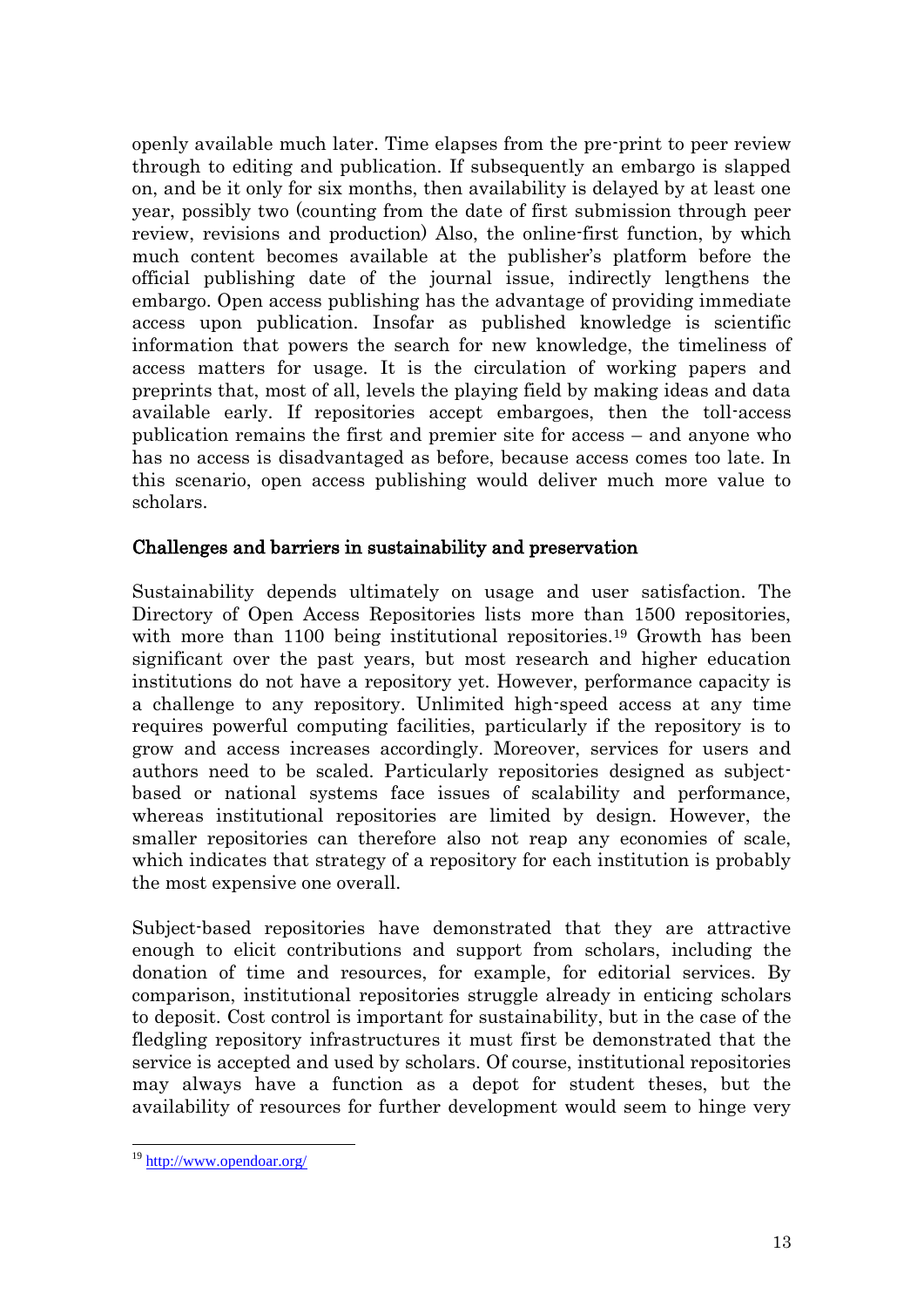openly available much later. Time elapses from the pre-print to peer review through to editing and publication. If subsequently an embargo is slapped on, and be it only for six months, then availability is delayed by at least one year, possibly two (counting from the date of first submission through peer review, revisions and production) Also, the online-first function, by which much content becomes available at the publisher's platform before the official publishing date of the journal issue, indirectly lengthens the embargo. Open access publishing has the advantage of providing immediate access upon publication. Insofar as published knowledge is scientific information that powers the search for new knowledge, the timeliness of access matters for usage. It is the circulation of working papers and preprints that, most of all, levels the playing field by making ideas and data available early. If repositories accept embargoes, then the toll-access publication remains the first and premier site for access – and anyone who has no access is disadvantaged as before, because access comes too late. In this scenario, open access publishing would deliver much more value to scholars.

## Challenges and barriers in sustainability and preservation

Sustainability depends ultimately on usage and user satisfaction. The Directory of Open Access Repositories lists more than 1500 repositories, with more than 1100 being institutional repositories.[19] Growth has been significant over the past years, but most research and higher education institutions do not have a repository yet. However, performance capacity is a challenge to any repository. Unlimited high-speed access at any time requires powerful computing facilities, particularly if the repository is to grow and access increases accordingly. Moreover, services for users and authors need to be scaled. Particularly repositories designed as subject-based or national systems face issues of scalability and performance, whereas institutional repositories are limited by design. However, the smaller repositories can therefore also not reap any economies of scale, which indicates that strategy of a repository for each institution is probably the most expensive one overall.

Subject-based repositories have demonstrated that they are attractive enough to elicit contributions and support from scholars, including the donation of time and resources, for example, for editorial services. By comparison, institutional repositories struggle already in enticing scholars to deposit. Cost control is important for sustainability, but in the case of the fledgling repository infrastructures it must first be demonstrated that the service is accepted and used by scholars. Of course, institutional repositories may always have a function as a depot for student theses, but the availability of resources for further development would seem to hinge very

[19] http://www.opendoar.org/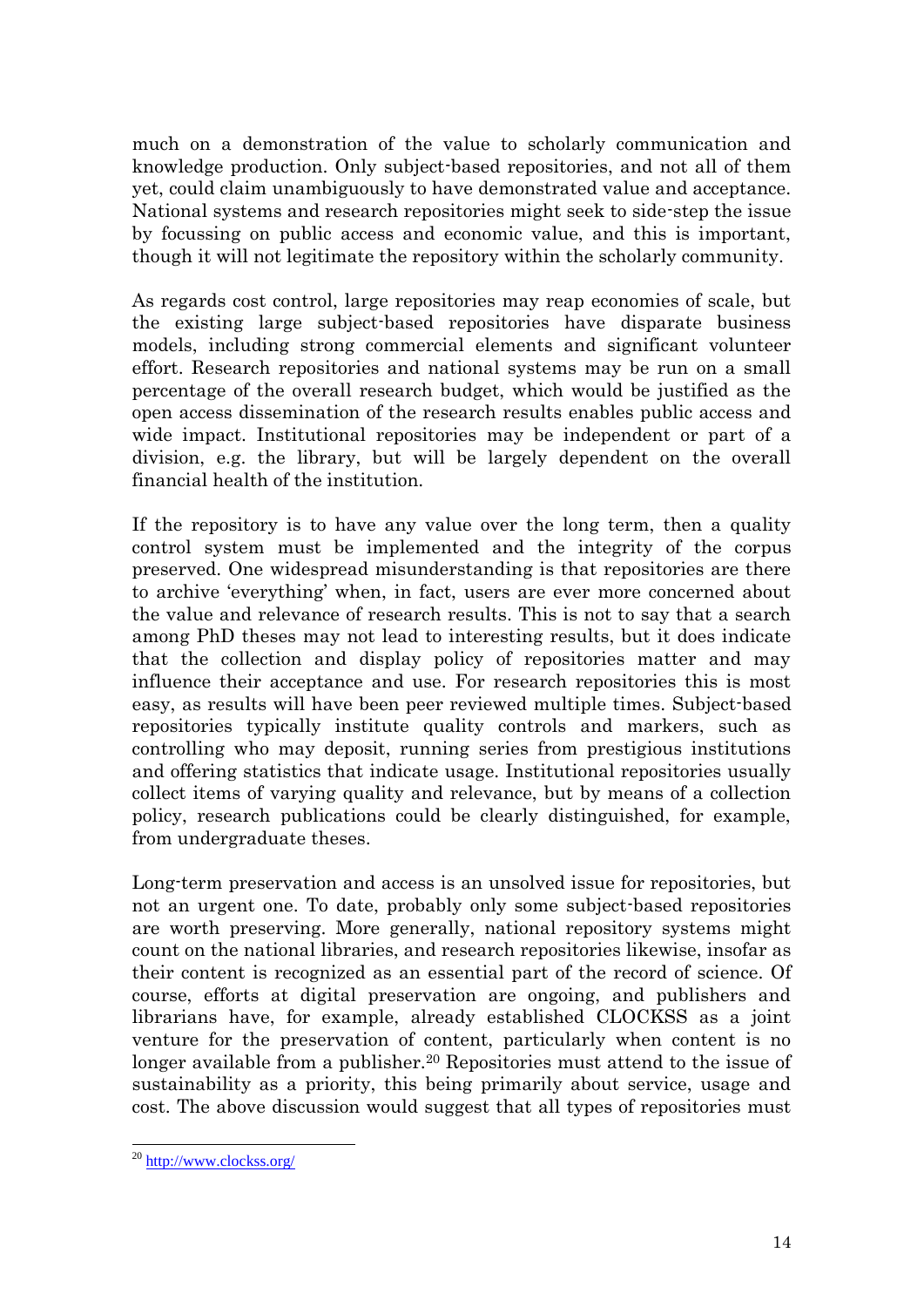much on a demonstration of the value to scholarly communication and knowledge production. Only subject-based repositories, and not all of them yet, could claim unambiguously to have demonstrated value and acceptance. National systems and research repositories might seek to side-step the issue by focussing on public access and economic value, and this is important, though it will not legitimate the repository within the scholarly community.

As regards cost control, large repositories may reap economies of scale, but the existing large subject-based repositories have disparate business models, including strong commercial elements and significant volunteer effort. Research repositories and national systems may be run on a small percentage of the overall research budget, which would be justified as the open access dissemination of the research results enables public access and wide impact. Institutional repositories may be independent or part of a division, e.g. the library, but will be largely dependent on the overall financial health of the institution.

If the repository is to have any value over the long term, then a quality control system must be implemented and the integrity of the corpus preserved. One widespread misunderstanding is that repositories are there to archive 'everything' when, in fact, users are ever more concerned about the value and relevance of research results. This is not to say that a search among PhD theses may not lead to interesting results, but it does indicate that the collection and display policy of repositories matter and may influence their acceptance and use. For research repositories this is most easy, as results will have been peer reviewed multiple times. Subject-based repositories typically institute quality controls and markers, such as controlling who may deposit, running series from prestigious institutions and offering statistics that indicate usage. Institutional repositories usually collect items of varying quality and relevance, but by means of a collection policy, research publications could be clearly distinguished, for example, from undergraduate theses.

Long-term preservation and access is an unsolved issue for repositories, but not an urgent one. To date, probably only some subject-based repositories are worth preserving. More generally, national repository systems might count on the national libraries, and research repositories likewise, insofar as their content is recognized as an essential part of the record of science. Of course, efforts at digital preservation are ongoing, and publishers and librarians have, for example, already established CLOCKSS as a joint venture for the preservation of content, particularly when content is no longer available from a publisher.[20] Repositories must attend to the issue of sustainability as a priority, this being primarily about service, usage and cost. The above discussion would suggest that all types of repositories must

[20] http://www.clockss.org/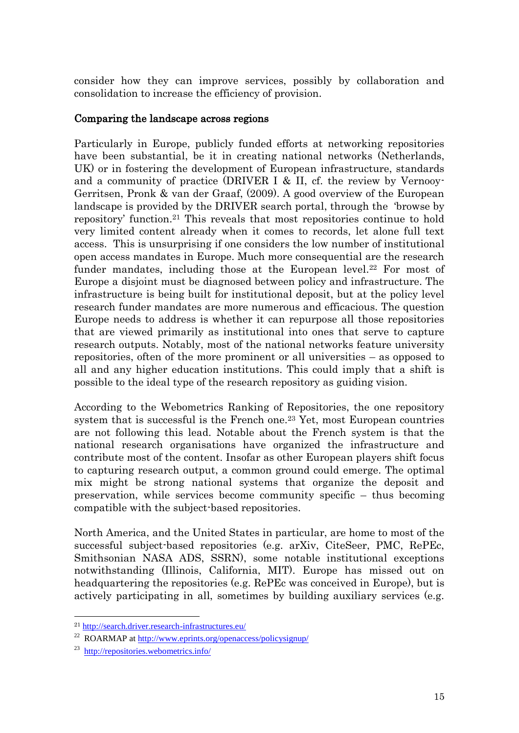consider how they can improve services, possibly by collaboration and consolidation to increase the efficiency of provision.

## Comparing the landscape across regions

Particularly in Europe, publicly funded efforts at networking repositories have been substantial, be it in creating national networks (Netherlands, UK) or in fostering the development of European infrastructure, standards and a community of practice (DRIVER I & II, cf. the review by Vernooy-Gerritsen, Pronk & van der Graaf, (2009). A good overview of the European landscape is provided by the DRIVER search portal, through the 'browse by repository' function.[21] This reveals that most repositories continue to hold very limited content already when it comes to records, let alone full text access. This is unsurprising if one considers the low number of institutional open access mandates in Europe. Much more consequential are the research funder mandates, including those at the European level.[22] For most of Europe a disjoint must be diagnosed between policy and infrastructure. The infrastructure is being built for institutional deposit, but at the policy level research funder mandates are more numerous and efficacious. The question Europe needs to address is whether it can repurpose all those repositories that are viewed primarily as institutional into ones that serve to capture research outputs. Notably, most of the national networks feature university repositories, often of the more prominent or all universities – as opposed to all and any higher education institutions. This could imply that a shift is possible to the ideal type of the research repository as guiding vision.

According to the Webometrics Ranking of Repositories, the one repository system that is successful is the French one.[23] Yet, most European countries are not following this lead. Notable about the French system is that the national research organisations have organized the infrastructure and contribute most of the content. Insofar as other European players shift focus to capturing research output, a common ground could emerge. The optimal mix might be strong national systems that organize the deposit and preservation, while services become community specific – thus becoming compatible with the subject-based repositories.

North America, and the United States in particular, are home to most of the successful subject-based repositories (e.g. arXiv, CiteSeer, PMC, RePEc, Smithsonian NASA ADS, SSRN), some notable institutional exceptions notwithstanding (Illinois, California, MIT). Europe has missed out on headquartering the repositories (e.g. RePEc was conceived in Europe), but is actively participating in all, sometimes by building auxiliary services (e.g.

---

[21] http://search.driver.research-infrastructures.eu/

[22] ROARMAP at http://www.eprints.org/openaccess/policysignup/

[23] http://repositories.webometrics.info/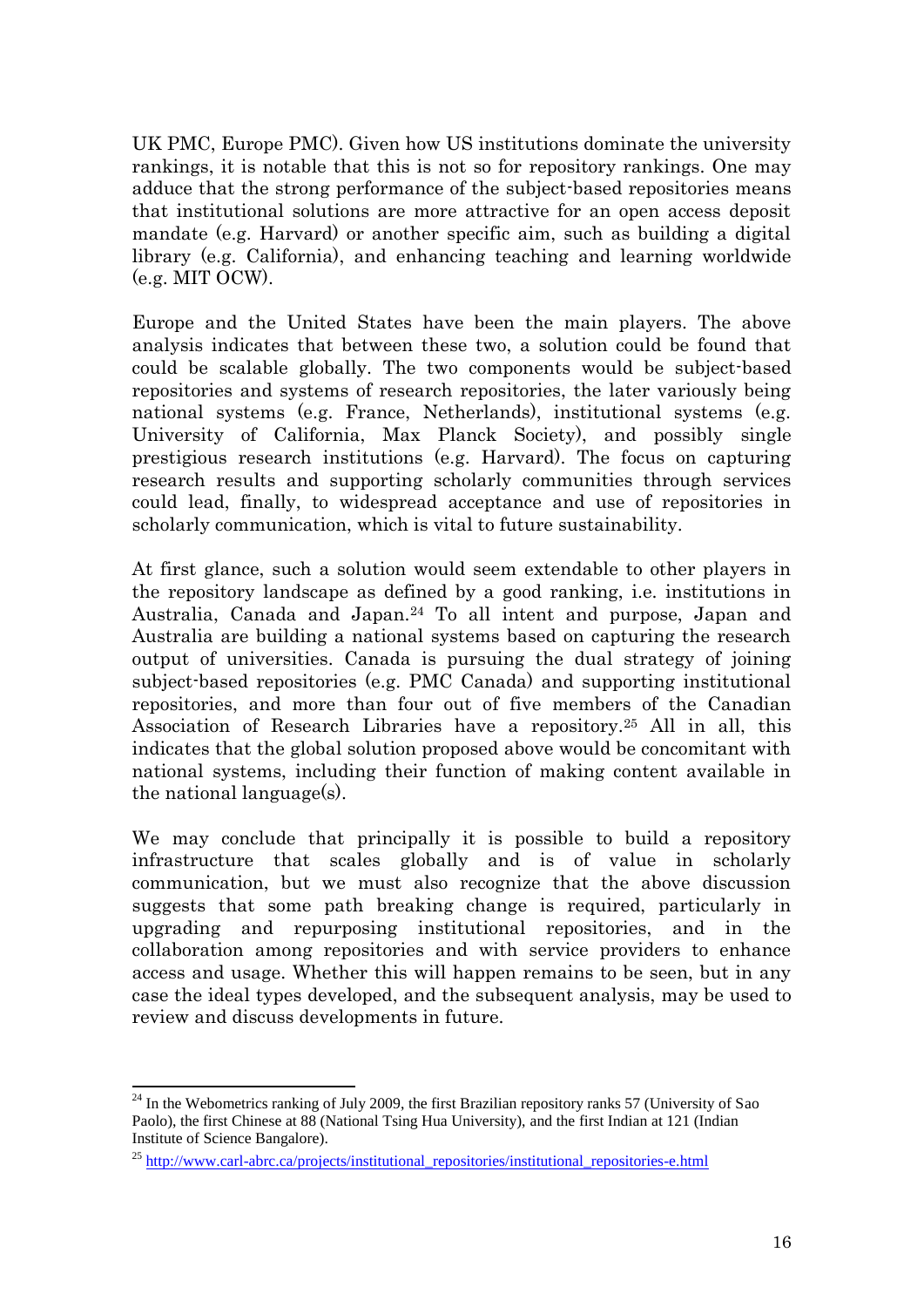UK PMC, Europe PMC). Given how US institutions dominate the university rankings, it is notable that this is not so for repository rankings. One may adduce that the strong performance of the subject-based repositories means that institutional solutions are more attractive for an open access deposit mandate (e.g. Harvard) or another specific aim, such as building a digital library (e.g. California), and enhancing teaching and learning worldwide (e.g. MIT OCW).

Europe and the United States have been the main players. The above analysis indicates that between these two, a solution could be found that could be scalable globally. The two components would be subject-based repositories and systems of research repositories, the later variously being national systems (e.g. France, Netherlands), institutional systems (e.g. University of California, Max Planck Society), and possibly single prestigious research institutions (e.g. Harvard). The focus on capturing research results and supporting scholarly communities through services could lead, finally, to widespread acceptance and use of repositories in scholarly communication, which is vital to future sustainability.

At first glance, such a solution would seem extendable to other players in the repository landscape as defined by a good ranking, i.e. institutions in Australia, Canada and Japan.[24] To all intent and purpose, Japan and Australia are building a national systems based on capturing the research output of universities. Canada is pursuing the dual strategy of joining subject-based repositories (e.g. PMC Canada) and supporting institutional repositories, and more than four out of five members of the Canadian Association of Research Libraries have a repository.[25] All in all, this indicates that the global solution proposed above would be concomitant with national systems, including their function of making content available in the national language(s).

We may conclude that principally it is possible to build a repository infrastructure that scales globally and is of value in scholarly communication, but we must also recognize that the above discussion suggests that some path breaking change is required, particularly in upgrading and repurposing institutional repositories, and in the collaboration among repositories and with service providers to enhance access and usage. Whether this will happen remains to be seen, but in any case the ideal types developed, and the subsequent analysis, may be used to review and discuss developments in future.

---

[24] In the Webometrics ranking of July 2009, the first Brazilian repository ranks 57 (University of Sao Paolo), the first Chinese at 88 (National Tsing Hua University), and the first Indian at 121 (Indian Institute of Science Bangalore).

[25] http://www.carl-abrc.ca/projects/institutional_repositories/institutional_repositories-e.html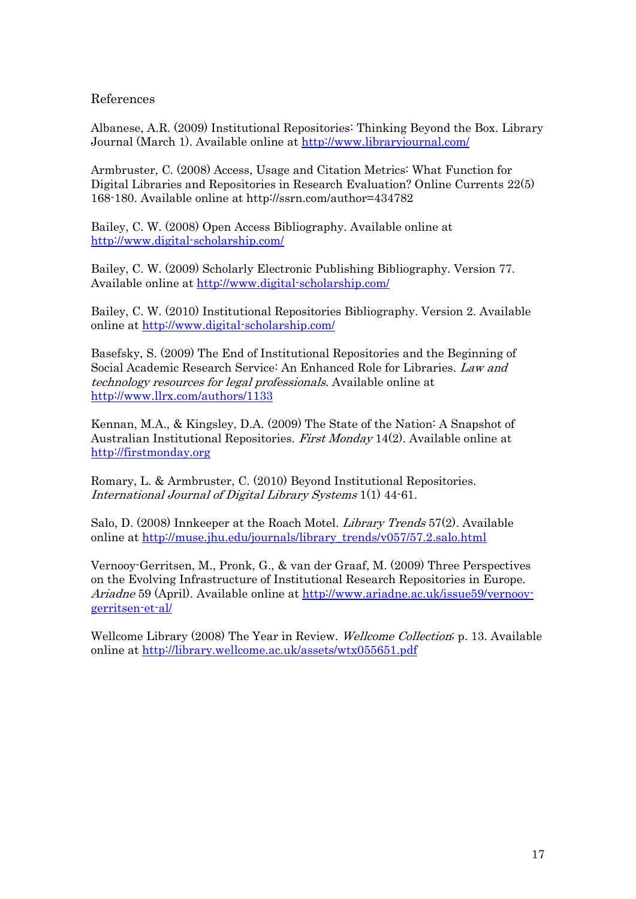# References

Albanese, A.R. (2009) Institutional Repositories: Thinking Beyond the Box. Library Journal (March 1). Available online at http://www.libraryjournal.com/

Armbruster, C. (2008) Access, Usage and Citation Metrics: What Function for Digital Libraries and Repositories in Research Evaluation? Online Currents 22(5) 168-180. Available online at http://ssrn.com/author=434782

Bailey, C. W. (2008) Open Access Bibliography. Available online at http://www.digital-scholarship.com/

Bailey, C. W. (2009) Scholarly Electronic Publishing Bibliography. Version 77. Available online at http://www.digital-scholarship.com/

Bailey, C. W. (2010) Institutional Repositories Bibliography. Version 2. Available online at http://www.digital-scholarship.com/

Basefsky, S. (2009) The End of Institutional Repositories and the Beginning of Social Academic Research Service: An Enhanced Role for Libraries. *Law and technology resources for legal professionals*. Available online at http://www.llrx.com/authors/1133

Kennan, M.A., & Kingsley, D.A. (2009) The State of the Nation: A Snapshot of Australian Institutional Repositories. *First Monday* 14(2). Available online at http://firstmonday.org

Romary, L. & Armbruster, C. (2010) Beyond Institutional Repositories. *International Journal of Digital Library Systems* 1(1) 44-61.

Salo, D. (2008) Innkeeper at the Roach Motel. *Library Trends* 57(2). Available online at http://muse.jhu.edu/journals/library_trends/v057/57.2.salo.html

Vernooy-Gerritsen, M., Pronk, G., & van der Graaf, M. (2009) Three Perspectives on the Evolving Infrastructure of Institutional Research Repositories in Europe. *Ariadne* 59 (April). Available online at http://www.ariadne.ac.uk/issue59/vernooy-gerritsen-et-al/

Wellcome Library (2008) The Year in Review. *Wellcome Collection*: p. 13. Available online at http://library.wellcome.ac.uk/assets/wtx055651.pdf